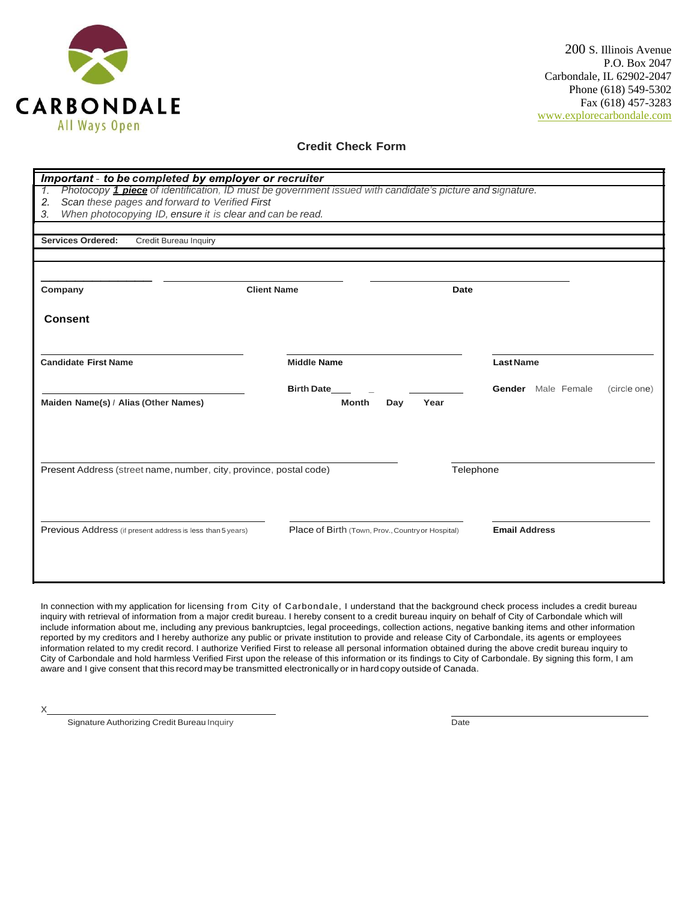CARBONDALE
All Ways Open

200 S. Illinois Avenue
P.O. Box 2047
Carbondale, IL 62902-2047
Phone (618) 549-5302
Fax (618) 457-3283
www.explorecarbondale.com

## Credit Check Form

***Important** - to be completed by employer or recruiter*

1. *Photocopy **1 piece** of identification, ID must be government issued with candidate's picture and signature.*
2. *Scan these pages and forward to Verified First*
3. *When photocopying ID, ensure it is clear and can be read.*

**Services Ordered:** Credit Bureau Inquiry

**Company** ____________ **Client Name** ____________ **Date** ____________

### Consent

**Candidate First Name** ____________ **Middle Name** ____________ **Last Name** ____________

**Maiden Name(s) / Alias (Other Names)** ____________

**Birth Date** ____ _ ____ **Month Day Year**

**Gender** Male Female (circle one)

Present Address (street name, number, city, province, postal code) ____________

Telephone ____________

Previous Address (if present address is less than 5 years) ____________

Place of Birth (Town, Prov., Country or Hospital) ____________

**Email Address** ____________

In connection with my application for licensing from City of Carbondale, I understand that the background check process includes a credit bureau inquiry with retrieval of information from a major credit bureau. I hereby consent to a credit bureau inquiry on behalf of City of Carbondale which will include information about me, including any previous bankruptcies, legal proceedings, collection actions, negative banking items and other information reported by my creditors and I hereby authorize any public or private institution to provide and release City of Carbondale, its agents or employees information related to my credit record. I authorize Verified First to release all personal information obtained during the above credit bureau inquiry to City of Carbondale and hold harmless Verified First upon the release of this information or its findings to City of Carbondale. By signing this form, I am aware and I give consent that this record may be transmitted electronically or in hard copy outside of Canada.

X____________________________
Signature Authorizing Credit Bureau Inquiry

____________________________
Date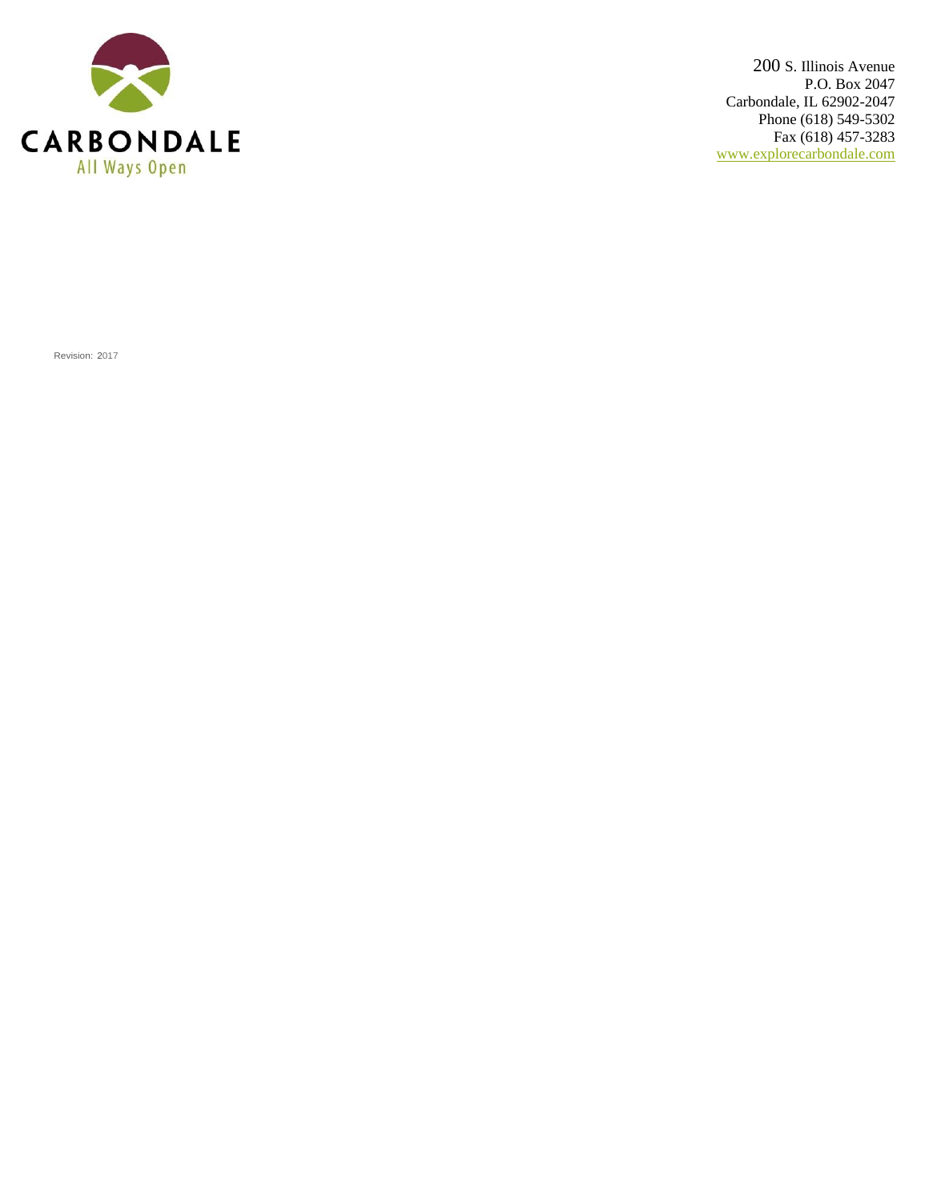CARBONDALE

All Ways Open

200 S. Illinois Avenue
P.O. Box 2047
Carbondale, IL 62902-2047
Phone (618) 549-5302
Fax (618) 457-3283
www.explorecarbondale.com

Revision: 2017